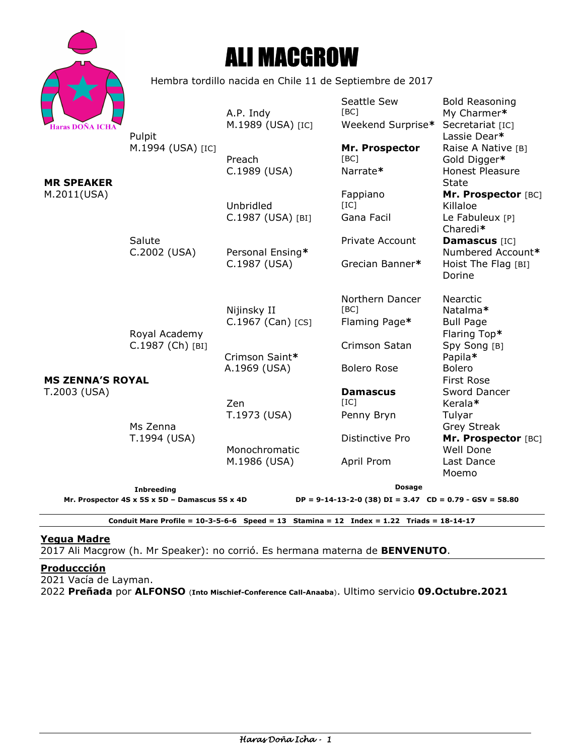# ALI MACGROW

Hembra tordillo nacida en Chile 11 de Septiembre de 2017

| | | | |
|---|---|---|---|
| **MR SPEAKER** M.2011(USA) | Pulpit M.1994 (USA) [IC] | A.P. Indy M.1989 (USA) [IC] | Seattle Sew [BC] |
| | | | Weekend Surprise* |
| | | Preach C.1989 (USA) | **Mr. Prospector** [BC] |
| | | | Narrate* |
| | Salute C.2002 (USA) | Unbridled C.1987 (USA) [BI] | Fappiano [IC] |
| | | | Gana Facil |
| | | Personal Ensing* C.1987 (USA) | Private Account |
| | | | Grecian Banner* |
| **MS ZENNA'S ROYAL** T.2003 (USA) | Royal Academy C.1987 (Ch) [BI] | Nijinsky II C.1967 (Can) [CS] | Northern Dancer [BC] |
| | | | Flaming Page* |
| | | Crimson Saint* A.1969 (USA) | Crimson Satan |
| | | | Bolero Rose |
| | Ms Zenna T.1994 (USA) | Zen T.1973 (USA) | **Damascus** [IC] |
| | | | Penny Bryn |
| | | Monochromatic M.1986 (USA) | Distinctive Pro |
| | | | April Prom |

| Fifth generation |
|---|
| Bold Reasoning |
| My Charmer* |
| Secretariat [IC] |
| Lassie Dear* |
| Raise A Native [B] |
| Gold Digger* |
| Honest Pleasure |
| State |
| **Mr. Prospector** [BC] |
| Killaloe |
| Le Fabuleux [P] |
| Charedi* |
| **Damascus** [IC] |
| Numbered Account* |
| Hoist The Flag [BI] |
| Dorine |
| Nearctic |
| Natalma* |
| Bull Page |
| Flaring Top* |
| Spy Song [B] |
| Papila* |
| Bolero |
| First Rose |
| Sword Dancer |
| Kerala* |
| Tulyar |
| Grey Streak |
| **Mr. Prospector** [BC] |
| Well Done |
| Last Dance |
| Moemo |

**Inbreeding**
**Mr. Prospector 4S x 5S x 5D – Damascus 5S x 4D**

**Dosage**
**DP = 9-14-13-2-0 (38) DI = 3.47 CD = 0.79 - GSV = 58.80**

**Conduit Mare Profile = 10-3-5-6-6 Speed = 13 Stamina = 12 Index = 1.22 Triads = 18-14-17**

## Yegua Madre

2017 Ali Macgrow (h. Mr Speaker): no corrió. Es hermana materna de **BENVENUTO**.

## Produccción

2021 Vacía de Layman.
2022 **Preñada** por **ALFONSO** (**Into Mischief-Conference Call-Anaaba**). Ultimo servicio **09.Octubre.2021**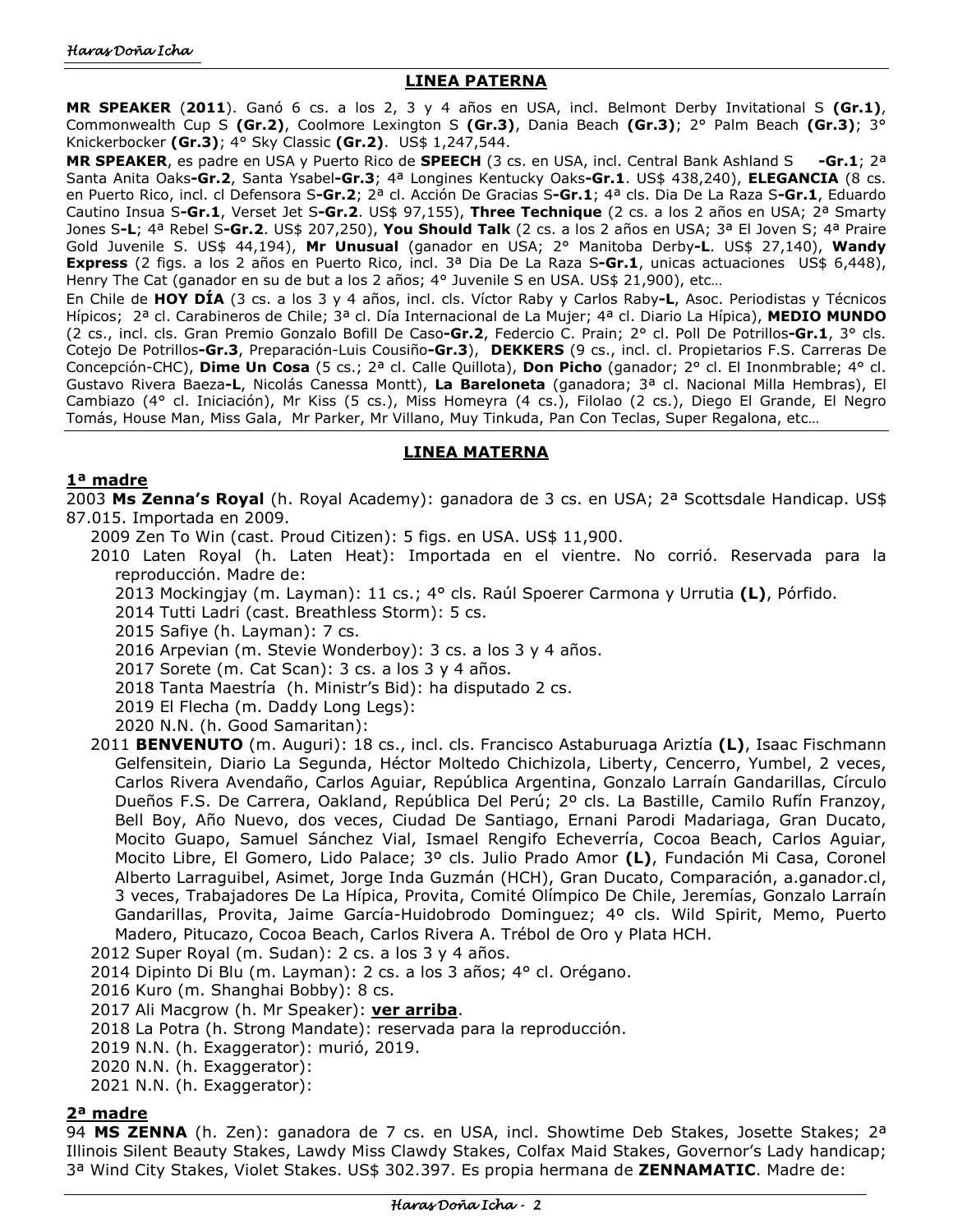## LINEA PATERNA

**MR SPEAKER** (**2011**). Ganó 6 cs. a los 2, 3 y 4 años en USA, incl. Belmont Derby Invitational S **(Gr.1)**, Commonwealth Cup S **(Gr.2)**, Coolmore Lexington S **(Gr.3)**, Dania Beach **(Gr.3)**; 2° Palm Beach **(Gr.3)**; 3° Knickerbocker **(Gr.3)**; 4° Sky Classic **(Gr.2)**. US$ 1,247,544.

**MR SPEAKER**, es padre en USA y Puerto Rico de **SPEECH** (3 cs. en USA, incl. Central Bank Ashland S **-Gr.1**; 2ª Santa Anita Oaks**-Gr.2**, Santa Ysabel**-Gr.3**; 4ª Longines Kentucky Oaks**-Gr.1**. US$ 438,240), **ELEGANCIA** (8 cs. en Puerto Rico, incl. cl Defensora S**-Gr.2**; 2ª cl. Acción De Gracias S**-Gr.1**; 4ª cls. Dia De La Raza S**-Gr.1**, Eduardo Cautino Insua S**-Gr.1**, Verset Jet S**-Gr.2**. US$ 97,155), **Three Technique** (2 cs. a los 2 años en USA; 2ª Smarty Jones S**-L**; 4ª Rebel S**-Gr.2**. US$ 207,250), **You Should Talk** (2 cs. a los 2 años en USA; 3ª El Joven S; 4ª Praire Gold Juvenile S. US$ 44,194), **Mr Unusual** (ganador en USA; 2° Manitoba Derby**-L**. US$ 27,140), **Wandy Express** (2 figs. a los 2 años en Puerto Rico, incl. 3ª Dia De La Raza S**-Gr.1**, unicas actuaciones US$ 6,448), Henry The Cat (ganador en su de but a los 2 años; 4° Juvenile S en USA. US$ 21,900), etc…

En Chile de **HOY DÍA** (3 cs. a los 3 y 4 años, incl. cls. Víctor Raby y Carlos Raby**-L**, Asoc. Periodistas y Técnicos Hípicos; 2ª cl. Carabineros de Chile; 3ª cl. Día Internacional de La Mujer; 4ª cl. Diario La Hípica), **MEDIO MUNDO** (2 cs., incl. cls. Gran Premio Gonzalo Bofill De Caso**-Gr.2**, Federcio C. Prain; 2° cl. Poll De Potrillos**-Gr.1**, 3° cls. Cotejo De Potrillos**-Gr.3**, Preparación-Luis Cousiño**-Gr.3**), **DEKKERS** (9 cs., incl. cl. Propietarios F.S. Carreras De Concepción-CHC), **Dime Un Cosa** (5 cs.; 2ª cl. Calle Quillota), **Don Picho** (ganador; 2° cl. El Inonmbrable; 4° cl. Gustavo Rivera Baeza**-L**, Nicolás Canessa Montt), **La Bareloneta** (ganadora; 3ª cl. Nacional Milla Hembras), El Cambiazo (4° cl. Iniciación), Mr Kiss (5 cs.), Miss Homeyra (4 cs.), Filolao (2 cs.), Diego El Grande, El Negro Tomás, House Man, Miss Gala, Mr Parker, Mr Villano, Muy Tinkuda, Pan Con Teclas, Super Regalona, etc…

## LINEA MATERNA

### 1ª madre

2003 **Ms Zenna's Royal** (h. Royal Academy): ganadora de 3 cs. en USA; 2ª Scottsdale Handicap. US$ 87.015. Importada en 2009.

- 2009 Zen To Win (cast. Proud Citizen): 5 figs. en USA. US$ 11,900.
- 2010 Laten Royal (h. Laten Heat): Importada en el vientre. No corrió. Reservada para la reproducción. Madre de:
  - 2013 Mockingjay (m. Layman): 11 cs.; 4° cls. Raúl Spoerer Carmona y Urrutia **(L)**, Pórfido.
  - 2014 Tutti Ladri (cast. Breathless Storm): 5 cs.
  - 2015 Safiye (h. Layman): 7 cs.
  - 2016 Arpevian (m. Stevie Wonderboy): 3 cs. a los 3 y 4 años.
  - 2017 Sorete (m. Cat Scan): 3 cs. a los 3 y 4 años.
  - 2018 Tanta Maestría (h. Ministr's Bid): ha disputado 2 cs.
  - 2019 El Flecha (m. Daddy Long Legs):
  - 2020 N.N. (h. Good Samaritan):
- 2011 **BENVENUTO** (m. Auguri): 18 cs., incl. cls. Francisco Astaburuaga Ariztía **(L)**, Isaac Fischmann Gelfensitein, Diario La Segunda, Héctor Moltedo Chichizola, Liberty, Cencerro, Yumbel, 2 veces, Carlos Rivera Avendaño, Carlos Aguiar, República Argentina, Gonzalo Larraín Gandarillas, Círculo Dueños F.S. De Carrera, Oakland, República Del Perú; 2º cls. La Bastille, Camilo Rufín Franzoy, Bell Boy, Año Nuevo, dos veces, Ciudad De Santiago, Ernani Parodi Madariaga, Gran Ducato, Mocito Guapo, Samuel Sánchez Vial, Ismael Rengifo Echeverría, Cocoa Beach, Carlos Aguiar, Mocito Libre, El Gomero, Lido Palace; 3º cls. Julio Prado Amor **(L)**, Fundación Mi Casa, Coronel Alberto Larraguibel, Asimet, Jorge Inda Guzmán (HCH), Gran Ducato, Comparación, a.ganador.cl, 3 veces, Trabajadores De La Hípica, Provita, Comité Olímpico De Chile, Jeremías, Gonzalo Larraín Gandarillas, Provita, Jaime García-Huidobrodo Dominguez; 4º cls. Wild Spirit, Memo, Puerto Madero, Pitucazo, Cocoa Beach, Carlos Rivera A. Trébol de Oro y Plata HCH.
- 2012 Super Royal (m. Sudan): 2 cs. a los 3 y 4 años.
- 2014 Dipinto Di Blu (m. Layman): 2 cs. a los 3 años; 4° cl. Orégano.
- 2016 Kuro (m. Shanghai Bobby): 8 cs.
- 2017 Ali Macgrow (h. Mr Speaker): **ver arriba**.
- 2018 La Potra (h. Strong Mandate): reservada para la reproducción.
- 2019 N.N. (h. Exaggerator): murió, 2019.
- 2020 N.N. (h. Exaggerator):
- 2021 N.N. (h. Exaggerator):

### 2ª madre

94 **MS ZENNA** (h. Zen): ganadora de 7 cs. en USA, incl. Showtime Deb Stakes, Josette Stakes; 2ª Illinois Silent Beauty Stakes, Lawdy Miss Clawdy Stakes, Colfax Maid Stakes, Governor's Lady handicap; 3ª Wind City Stakes, Violet Stakes. US$ 302.397. Es propia hermana de **ZENNAMATIC**. Madre de: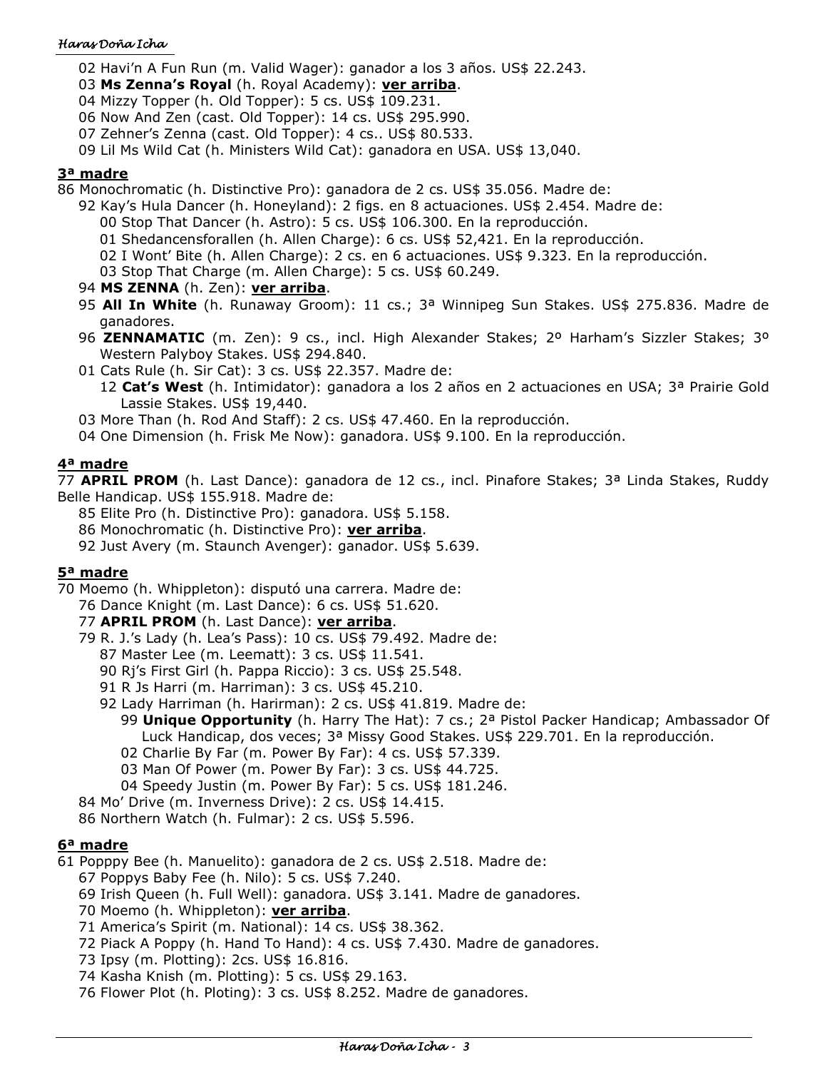02 Havi'n A Fun Run (m. Valid Wager): ganador a los 3 años. US$ 22.243.
03 **Ms Zenna's Royal** (h. Royal Academy): **ver arriba**.
04 Mizzy Topper (h. Old Topper): 5 cs. US$ 109.231.
06 Now And Zen (cast. Old Topper): 14 cs. US$ 295.990.
07 Zehner's Zenna (cast. Old Topper): 4 cs.. US$ 80.533.
09 Lil Ms Wild Cat (h. Ministers Wild Cat): ganadora en USA. US$ 13,040.

**3ª madre**

86 Monochromatic (h. Distinctive Pro): ganadora de 2 cs. US$ 35.056. Madre de:
- 92 Kay's Hula Dancer (h. Honeyland): 2 figs. en 8 actuaciones. US$ 2.454. Madre de:
  - 00 Stop That Dancer (h. Astro): 5 cs. US$ 106.300. En la reproducción.
  - 01 Shedancensforallen (h. Allen Charge): 6 cs. US$ 52,421. En la reproducción.
  - 02 I Wont' Bite (h. Allen Charge): 2 cs. en 6 actuaciones. US$ 9.323. En la reproducción.
  - 03 Stop That Charge (m. Allen Charge): 5 cs. US$ 60.249.
- 94 **MS ZENNA** (h. Zen): **ver arriba**.
- 95 **All In White** (h. Runaway Groom): 11 cs.; 3ª Winnipeg Sun Stakes. US$ 275.836. Madre de ganadores.
- 96 **ZENNAMATIC** (m. Zen): 9 cs., incl. High Alexander Stakes; 2º Harham's Sizzler Stakes; 3º Western Palyboy Stakes. US$ 294.840.
- 01 Cats Rule (h. Sir Cat): 3 cs. US$ 22.357. Madre de:
  - 12 **Cat's West** (h. Intimidator): ganadora a los 2 años en 2 actuaciones en USA; 3ª Prairie Gold Lassie Stakes. US$ 19,440.
- 03 More Than (h. Rod And Staff): 2 cs. US$ 47.460. En la reproducción.
- 04 One Dimension (h. Frisk Me Now): ganadora. US$ 9.100. En la reproducción.

**4ª madre**

77 **APRIL PROM** (h. Last Dance): ganadora de 12 cs., incl. Pinafore Stakes; 3ª Linda Stakes, Ruddy Belle Handicap. US$ 155.918. Madre de:
- 85 Elite Pro (h. Distinctive Pro): ganadora. US$ 5.158.
- 86 Monochromatic (h. Distinctive Pro): **ver arriba**.
- 92 Just Avery (m. Staunch Avenger): ganador. US$ 5.639.

**5ª madre**

70 Moemo (h. Whippleton): disputó una carrera. Madre de:
- 76 Dance Knight (m. Last Dance): 6 cs. US$ 51.620.
- 77 **APRIL PROM** (h. Last Dance): **ver arriba**.
- 79 R. J.'s Lady (h. Lea's Pass): 10 cs. US$ 79.492. Madre de:
  - 87 Master Lee (m. Leematt): 3 cs. US$ 11.541.
  - 90 Rj's First Girl (h. Pappa Riccio): 3 cs. US$ 25.548.
  - 91 R Js Harri (m. Harriman): 3 cs. US$ 45.210.
  - 92 Lady Harriman (h. Harirman): 2 cs. US$ 41.819. Madre de:
    - 99 **Unique Opportunity** (h. Harry The Hat): 7 cs.; 2ª Pistol Packer Handicap; Ambassador Of Luck Handicap, dos veces; 3ª Missy Good Stakes. US$ 229.701. En la reproducción.
    - 02 Charlie By Far (m. Power By Far): 4 cs. US$ 57.339.
    - 03 Man Of Power (m. Power By Far): 3 cs. US$ 44.725.
    - 04 Speedy Justin (m. Power By Far): 5 cs. US$ 181.246.
- 84 Mo' Drive (m. Inverness Drive): 2 cs. US$ 14.415.
- 86 Northern Watch (h. Fulmar): 2 cs. US$ 5.596.

**6ª madre**

61 Popppy Bee (h. Manuelito): ganadora de 2 cs. US$ 2.518. Madre de:
- 67 Poppys Baby Fee (h. Nilo): 5 cs. US$ 7.240.
- 69 Irish Queen (h. Full Well): ganadora. US$ 3.141. Madre de ganadores.
- 70 Moemo (h. Whippleton): **ver arriba**.
- 71 America's Spirit (m. National): 14 cs. US$ 38.362.
- 72 Piack A Poppy (h. Hand To Hand): 4 cs. US$ 7.430. Madre de ganadores.
- 73 Ipsy (m. Plotting): 2cs. US$ 16.816.
- 74 Kasha Knish (m. Plotting): 5 cs. US$ 29.163.
- 76 Flower Plot (h. Ploting): 3 cs. US$ 8.252. Madre de ganadores.